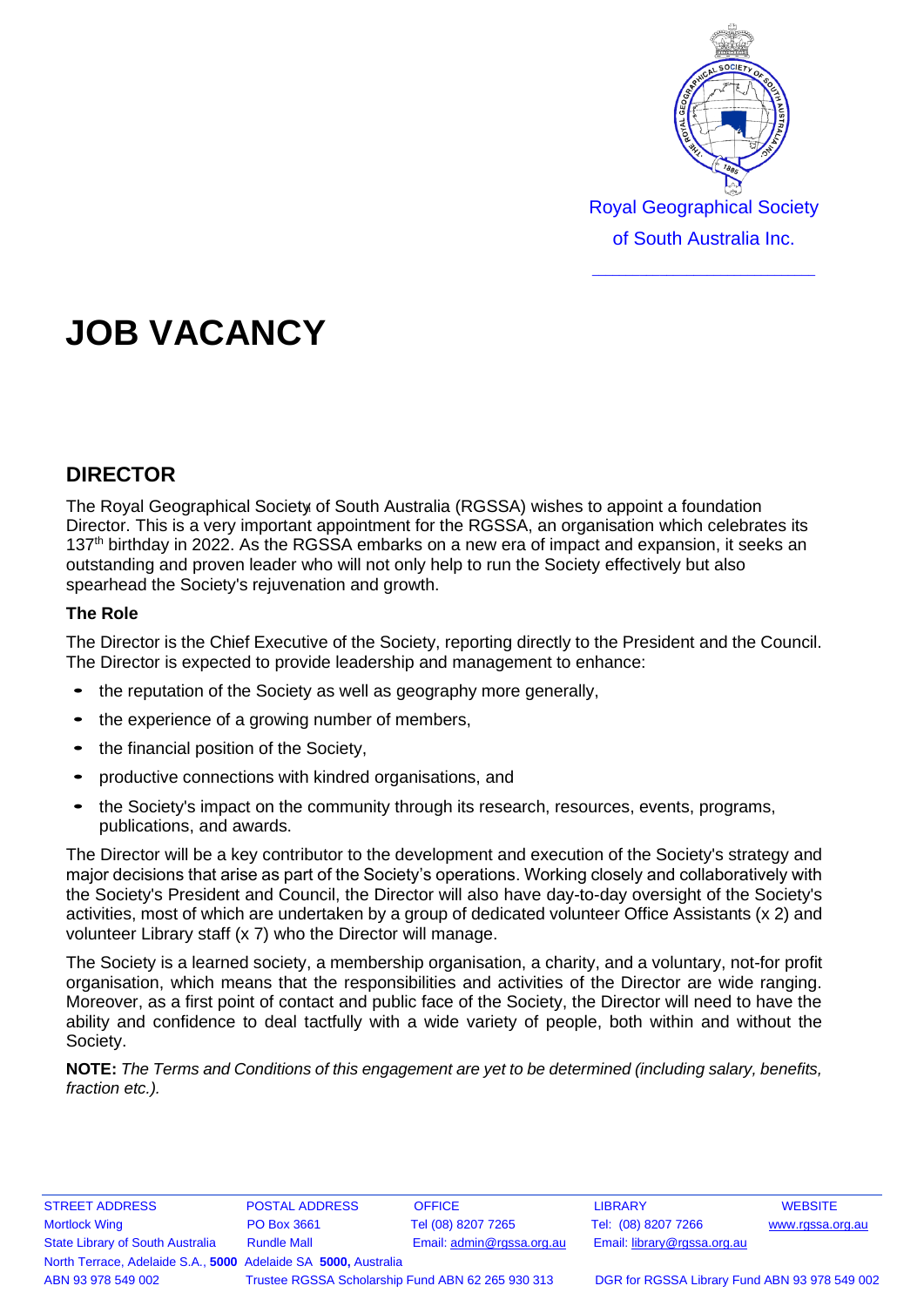Royal Geographical Society of South Australia Inc.

# JOB VACANCY

## DIRECTOR

The Royal Geographical Society of South Australia (RGSSA) wishes to appoint a foundation Director. This is a very important appointment for the RGSSA, an organisation which celebrates its 137th birthday in 2022. As the RGSSA embarks on a new era of impact and expansion, it seeks an outstanding and proven leader who will not only help to run the Society effectively but also spearhead the Society's rejuvenation and growth.

### The Role

The Director is the Chief Executive of the Society, reporting directly to the President and the Council. The Director is expected to provide leadership and management to enhance:

- the reputation of the Society as well as geography more generally,
- the experience of a growing number of members,
- the financial position of the Society,
- productive connections with kindred organisations, and
- the Society's impact on the community through its research, resources, events, programs, publications, and awards.

The Director will be a key contributor to the development and execution of the Society's strategy and major decisions that arise as part of the Society's operations. Working closely and collaboratively with the Society's President and Council, the Director will also have day-to-day oversight of the Society's activities, most of which are undertaken by a group of dedicated volunteer Office Assistants (x 2) and volunteer Library staff (x 7) who the Director will manage.

The Society is a learned society, a membership organisation, a charity, and a voluntary, not-for profit organisation, which means that the responsibilities and activities of the Director are wide ranging. Moreover, as a first point of contact and public face of the Society, the Director will need to have the ability and confidence to deal tactfully with a wide variety of people, both within and without the Society.

**NOTE:** *The Terms and Conditions of this engagement are yet to be determined (including salary, benefits, fraction etc.).*

| STREET ADDRESS | POSTAL ADDRESS | OFFICE | LIBRARY | WEBSITE |
|---|---|---|---|---|
| Mortlock Wing | PO Box 3661 | Tel (08) 8207 7265 | Tel: (08) 8207 7266 | www.rgssa.org.au |
| State Library of South Australia | Rundle Mall | Email: admin@rgssa.org.au | Email: library@rgssa.org.au | |
| North Terrace, Adelaide S.A., **5000** | Adelaide SA **5000,** Australia | | | |

ABN 93 978 549 002 — Trustee RGSSA Scholarship Fund ABN 62 265 930 313 — DGR for RGSSA Library Fund ABN 93 978 549 002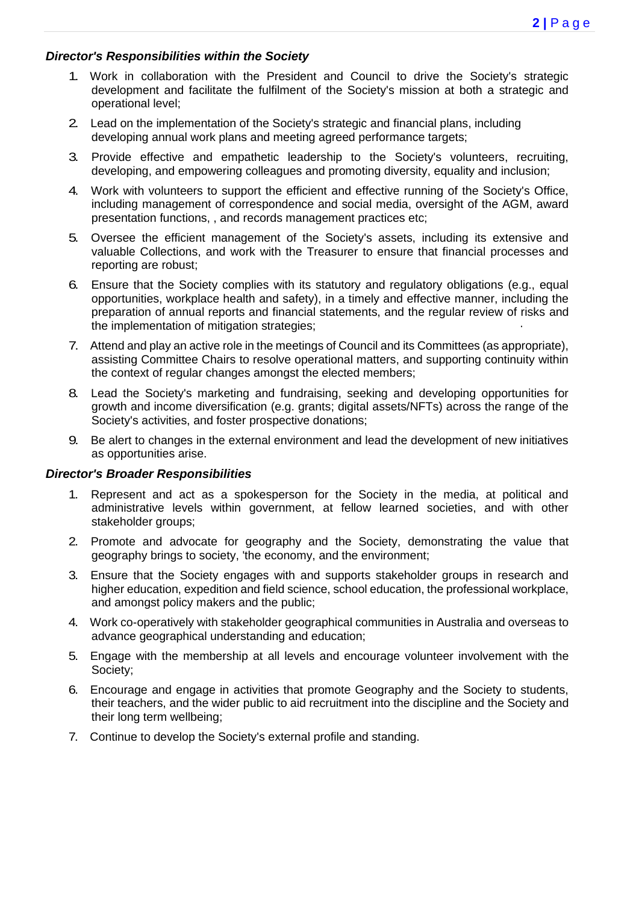***Director's Responsibilities within the Society***

1. Work in collaboration with the President and Council to drive the Society's strategic development and facilitate the fulfilment of the Society's mission at both a strategic and operational level;
2. Lead on the implementation of the Society's strategic and financial plans, including developing annual work plans and meeting agreed performance targets;
3. Provide effective and empathetic leadership to the Society's volunteers, recruiting, developing, and empowering colleagues and promoting diversity, equality and inclusion;
4. Work with volunteers to support the efficient and effective running of the Society's Office, including management of correspondence and social media, oversight of the AGM, award presentation functions, , and records management practices etc;
5. Oversee the efficient management of the Society's assets, including its extensive and valuable Collections, and work with the Treasurer to ensure that financial processes and reporting are robust;
6. Ensure that the Society complies with its statutory and regulatory obligations (e.g., equal opportunities, workplace health and safety), in a timely and effective manner, including the preparation of annual reports and financial statements, and the regular review of risks and the implementation of mitigation strategies;
7. Attend and play an active role in the meetings of Council and its Committees (as appropriate), assisting Committee Chairs to resolve operational matters, and supporting continuity within the context of regular changes amongst the elected members;
8. Lead the Society's marketing and fundraising, seeking and developing opportunities for growth and income diversification (e.g. grants; digital assets/NFTs) across the range of the Society's activities, and foster prospective donations;
9. Be alert to changes in the external environment and lead the development of new initiatives as opportunities arise.

***Director's Broader Responsibilities***

1. Represent and act as a spokesperson for the Society in the media, at political and administrative levels within government, at fellow learned societies, and with other stakeholder groups;
2. Promote and advocate for geography and the Society, demonstrating the value that geography brings to society, 'the economy, and the environment;
3. Ensure that the Society engages with and supports stakeholder groups in research and higher education, expedition and field science, school education, the professional workplace, and amongst policy makers and the public;
4. Work co-operatively with stakeholder geographical communities in Australia and overseas to advance geographical understanding and education;
5. Engage with the membership at all levels and encourage volunteer involvement with the Society;
6. Encourage and engage in activities that promote Geography and the Society to students, their teachers, and the wider public to aid recruitment into the discipline and the Society and their long term wellbeing;
7. Continue to develop the Society's external profile and standing.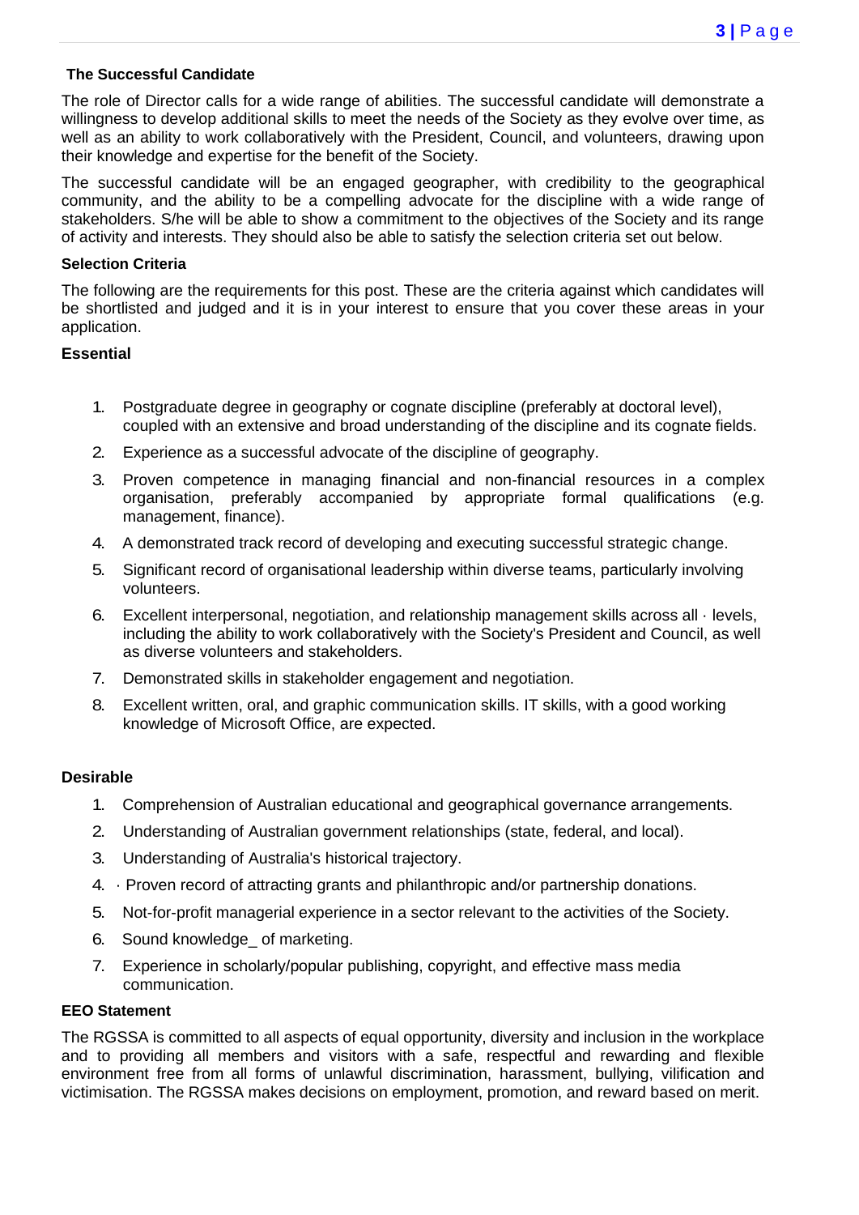**The Successful Candidate**

The role of Director calls for a wide range of abilities. The successful candidate will demonstrate a willingness to develop additional skills to meet the needs of the Society as they evolve over time, as well as an ability to work collaboratively with the President, Council, and volunteers, drawing upon their knowledge and expertise for the benefit of the Society.

The successful candidate will be an engaged geographer, with credibility to the geographical community, and the ability to be a compelling advocate for the discipline with a wide range of stakeholders. S/he will be able to show a commitment to the objectives of the Society and its range of activity and interests. They should also be able to satisfy the selection criteria set out below.

**Selection Criteria**

The following are the requirements for this post. These are the criteria against which candidates will be shortlisted and judged and it is in your interest to ensure that you cover these areas in your application.

**Essential**

1. Postgraduate degree in geography or cognate discipline (preferably at doctoral level), coupled with an extensive and broad understanding of the discipline and its cognate fields.
2. Experience as a successful advocate of the discipline of geography.
3. Proven competence in managing financial and non-financial resources in a complex organisation, preferably accompanied by appropriate formal qualifications (e.g. management, finance).
4. A demonstrated track record of developing and executing successful strategic change.
5. Significant record of organisational leadership within diverse teams, particularly involving volunteers.
6. Excellent interpersonal, negotiation, and relationship management skills across all · levels, including the ability to work collaboratively with the Society's President and Council, as well as diverse volunteers and stakeholders.
7. Demonstrated skills in stakeholder engagement and negotiation.
8. Excellent written, oral, and graphic communication skills. IT skills, with a good working knowledge of Microsoft Office, are expected.

**Desirable**

1. Comprehension of Australian educational and geographical governance arrangements.
2. Understanding of Australian government relationships (state, federal, and local).
3. Understanding of Australia's historical trajectory.
4. · Proven record of attracting grants and philanthropic and/or partnership donations.
5. Not-for-profit managerial experience in a sector relevant to the activities of the Society.
6. Sound knowledge_ of marketing.
7. Experience in scholarly/popular publishing, copyright, and effective mass media communication.

**EEO Statement**

The RGSSA is committed to all aspects of equal opportunity, diversity and inclusion in the workplace and to providing all members and visitors with a safe, respectful and rewarding and flexible environment free from all forms of unlawful discrimination, harassment, bullying, vilification and victimisation. The RGSSA makes decisions on employment, promotion, and reward based on merit.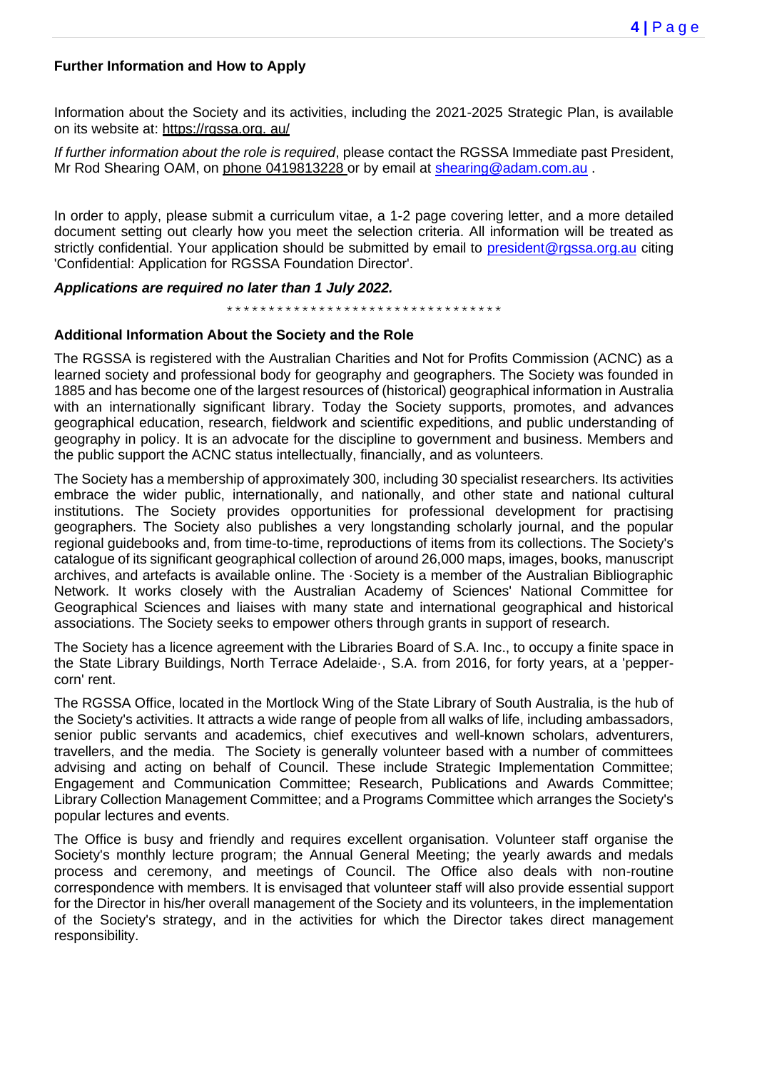**Further Information and How to Apply**

Information about the Society and its activities, including the 2021-2025 Strategic Plan, is available on its website at: https://rgssa.org. au/

*If further information about the role is required*, please contact the RGSSA Immediate past President, Mr Rod Shearing OAM, on phone 0419813228 or by email at shearing@adam.com.au .

In order to apply, please submit a curriculum vitae, a 1-2 page covering letter, and a more detailed document setting out clearly how you meet the selection criteria. All information will be treated as strictly confidential. Your application should be submitted by email to president@rgssa.org.au citing 'Confidential: Application for RGSSA Foundation Director'.

***Applications are required no later than 1 July 2022.***

*********************************

**Additional Information About the Society and the Role**

The RGSSA is registered with the Australian Charities and Not for Profits Commission (ACNC) as a learned society and professional body for geography and geographers. The Society was founded in 1885 and has become one of the largest resources of (historical) geographical information in Australia with an internationally significant library. Today the Society supports, promotes, and advances geographical education, research, fieldwork and scientific expeditions, and public understanding of geography in policy. It is an advocate for the discipline to government and business. Members and the public support the ACNC status intellectually, financially, and as volunteers.

The Society has a membership of approximately 300, including 30 specialist researchers. Its activities embrace the wider public, internationally, and nationally, and other state and national cultural institutions. The Society provides opportunities for professional development for practising geographers. The Society also publishes a very longstanding scholarly journal, and the popular regional guidebooks and, from time-to-time, reproductions of items from its collections. The Society's catalogue of its significant geographical collection of around 26,000 maps, images, books, manuscript archives, and artefacts is available online. The ·Society is a member of the Australian Bibliographic Network. It works closely with the Australian Academy of Sciences' National Committee for Geographical Sciences and liaises with many state and international geographical and historical associations. The Society seeks to empower others through grants in support of research.

The Society has a licence agreement with the Libraries Board of S.A. Inc., to occupy a finite space in the State Library Buildings, North Terrace Adelaide·, S.A. from 2016, for forty years, at a 'pepper-corn' rent.

The RGSSA Office, located in the Mortlock Wing of the State Library of South Australia, is the hub of the Society's activities. It attracts a wide range of people from all walks of life, including ambassadors, senior public servants and academics, chief executives and well-known scholars, adventurers, travellers, and the media. The Society is generally volunteer based with a number of committees advising and acting on behalf of Council. These include Strategic Implementation Committee; Engagement and Communication Committee; Research, Publications and Awards Committee; Library Collection Management Committee; and a Programs Committee which arranges the Society's popular lectures and events.

The Office is busy and friendly and requires excellent organisation. Volunteer staff organise the Society's monthly lecture program; the Annual General Meeting; the yearly awards and medals process and ceremony, and meetings of Council. The Office also deals with non-routine correspondence with members. It is envisaged that volunteer staff will also provide essential support for the Director in his/her overall management of the Society and its volunteers, in the implementation of the Society's strategy, and in the activities for which the Director takes direct management responsibility.